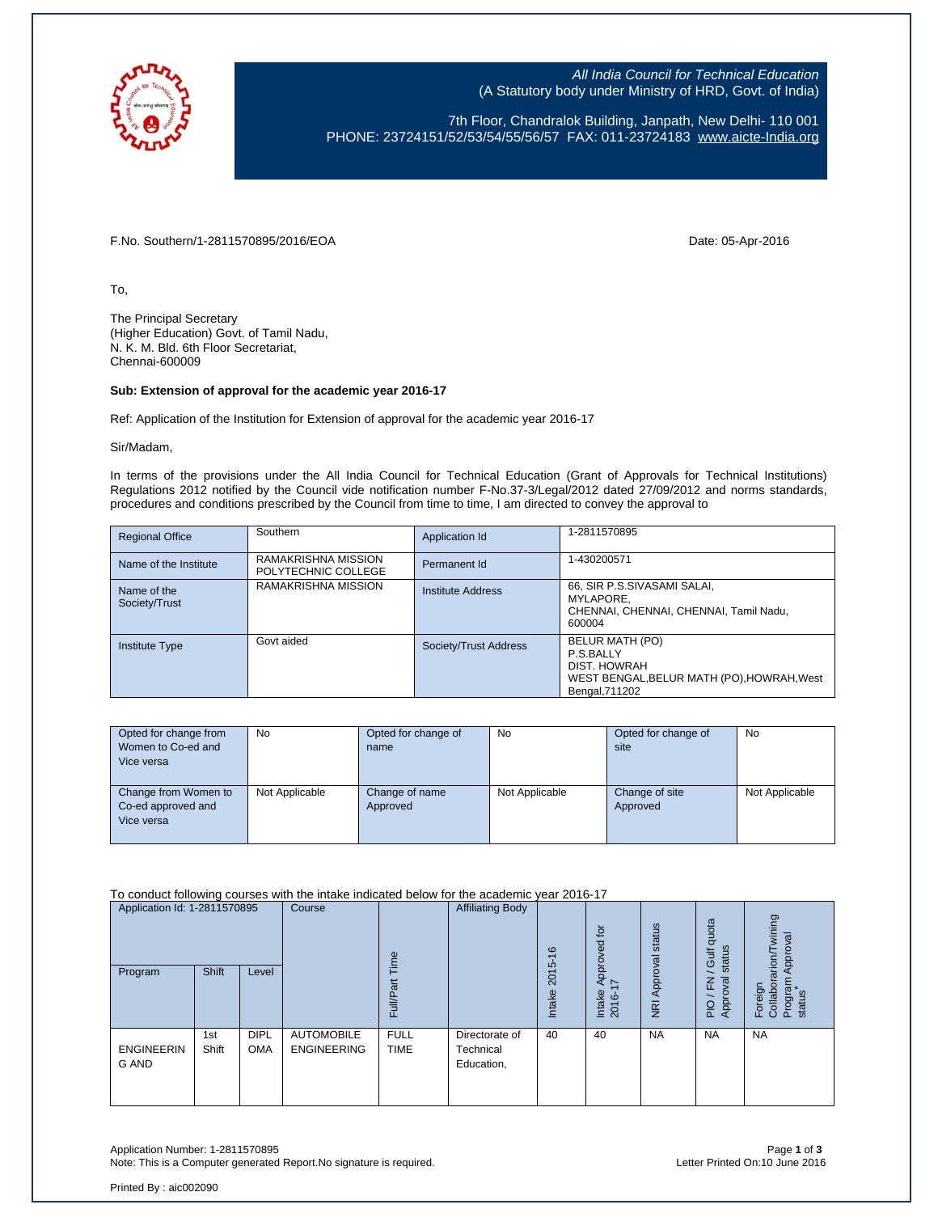All India Council for Technical Education
(A Statutory body under Ministry of HRD, Govt. of India)

7th Floor, Chandralok Building, Janpath, New Delhi- 110 001
PHONE: 23724151/52/53/54/55/56/57 FAX: 011-23724183 www.aicte-India.org

F.No. Southern/1-2811570895/2016/EOA

Date: 05-Apr-2016

To,

The Principal Secretary
(Higher Education) Govt. of Tamil Nadu,
N. K. M. Bld. 6th Floor Secretariat,
Chennai-600009

**Sub: Extension of approval for the academic year 2016-17**

Ref: Application of the Institution for Extension of approval for the academic year 2016-17

Sir/Madam,

In terms of the provisions under the All India Council for Technical Education (Grant of Approvals for Technical Institutions) Regulations 2012 notified by the Council vide notification number F-No.37-3/Legal/2012 dated 27/09/2012 and norms standards, procedures and conditions prescribed by the Council from time to time, I am directed to convey the approval to

| Regional Office | Southern | Application Id | 1-2811570895 |
|---|---|---|---|
| Name of the Institute | RAMAKRISHNA MISSION POLYTECHNIC COLLEGE | Permanent Id | 1-430200571 |
| Name of the Society/Trust | RAMAKRISHNA MISSION | Institute Address | 66, SIR P.S.SIVASAMI SALAI, MYLAPORE, CHENNAI, CHENNAI, CHENNAI, Tamil Nadu, 600004 |
| Institute Type | Govt aided | Society/Trust Address | BELUR MATH (PO) P.S.BALLY DIST. HOWRAH WEST BENGAL,BELUR MATH (PO),HOWRAH,West Bengal,711202 |

| Opted for change from Women to Co-ed and Vice versa | No | Opted for change of name | No | Opted for change of site | No |
|---|---|---|---|---|---|
| Change from Women to Co-ed approved and Vice versa | Not Applicable | Change of name Approved | Not Applicable | Change of site Approved | Not Applicable |

To conduct following courses with the intake indicated below for the academic year 2016-17

| Application Id: 1-2811570895 | | | Course | Full/Part Time | Affiliating Body | Intake 2015-16 | Intake Approved for 2016-17 | NRI Approval status | PIO / FN / Gulf quota Approval status | Foreign Collaboration/Twining Program Approval status* |
|---|---|---|---|---|---|---|---|---|---|---|
| Program | Shift | Level | | | | | | | | |
| ENGINEERING AND | 1st Shift | DIPLOMA | AUTOMOBILE ENGINEERING | FULL TIME | Directorate of Technical Education, | 40 | 40 | NA | NA | NA |

Application Number: 1-2811570895
Note: This is a Computer generated Report.No signature is required.
Letter Printed On:10 June 2016

Printed By : aic002090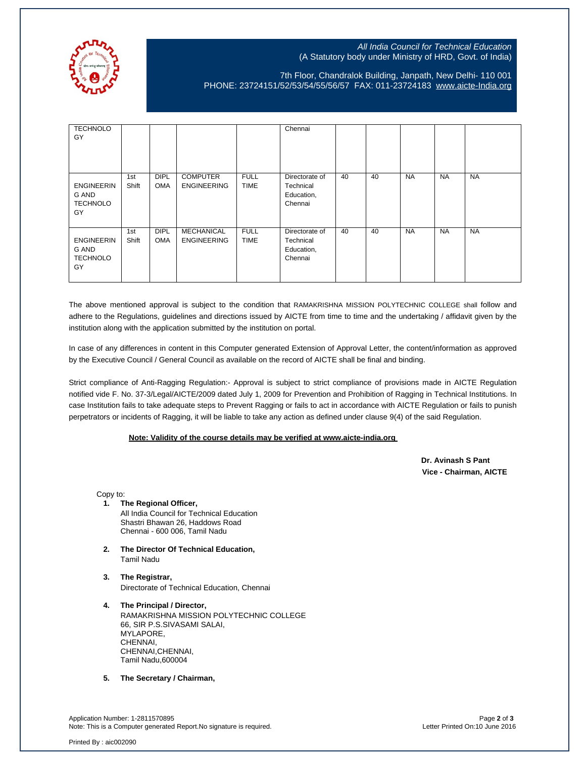| TECHNOLOGY | | | | | Chennai | | | | | |
|---|---|---|---|---|---|---|---|---|---|---|
| ENGINEERING AND TECHNOLOGY | 1st Shift | DIPLOMA | COMPUTER ENGINEERING | FULL TIME | Directorate of Technical Education, Chennai | 40 | 40 | NA | NA | NA |
| ENGINEERING AND TECHNOLOGY | 1st Shift | DIPLOMA | MECHANICAL ENGINEERING | FULL TIME | Directorate of Technical Education, Chennai | 40 | 40 | NA | NA | NA |

The above mentioned approval is subject to the condition that RAMAKRISHNA MISSION POLYTECHNIC COLLEGE shall follow and adhere to the Regulations, guidelines and directions issued by AICTE from time to time and the undertaking / affidavit given by the institution along with the application submitted by the institution on portal.

In case of any differences in content in this Computer generated Extension of Approval Letter, the content/information as approved by the Executive Council / General Council as available on the record of AICTE shall be final and binding.

Strict compliance of Anti-Ragging Regulation:- Approval is subject to strict compliance of provisions made in AICTE Regulation notified vide F. No. 37-3/Legal/AICTE/2009 dated July 1, 2009 for Prevention and Prohibition of Ragging in Technical Institutions. In case Institution fails to take adequate steps to Prevent Ragging or fails to act in accordance with AICTE Regulation or fails to punish perpetrators or incidents of Ragging, it will be liable to take any action as defined under clause 9(4) of the said Regulation.

**Note: Validity of the course details may be verified at www.aicte-india.org**

**Dr. Avinash S Pant**
**Vice - Chairman, AICTE**

Copy to:

1. **The Regional Officer,**
   All India Council for Technical Education
   Shastri Bhawan 26, Haddows Road
   Chennai - 600 006, Tamil Nadu

2. **The Director Of Technical Education,**
   Tamil Nadu

3. **The Registrar,**
   Directorate of Technical Education, Chennai

4. **The Principal / Director,**
   RAMAKRISHNA MISSION POLYTECHNIC COLLEGE
   66, SIR P.S.SIVASAMI SALAI,
   MYLAPORE,
   CHENNAI,
   CHENNAI,CHENNAI,
   Tamil Nadu,600004

5. **The Secretary / Chairman,**

Application Number: 1-2811570895
Note: This is a Computer generated Report.No signature is required.
Letter Printed On:10 June 2016

Printed By : aic002090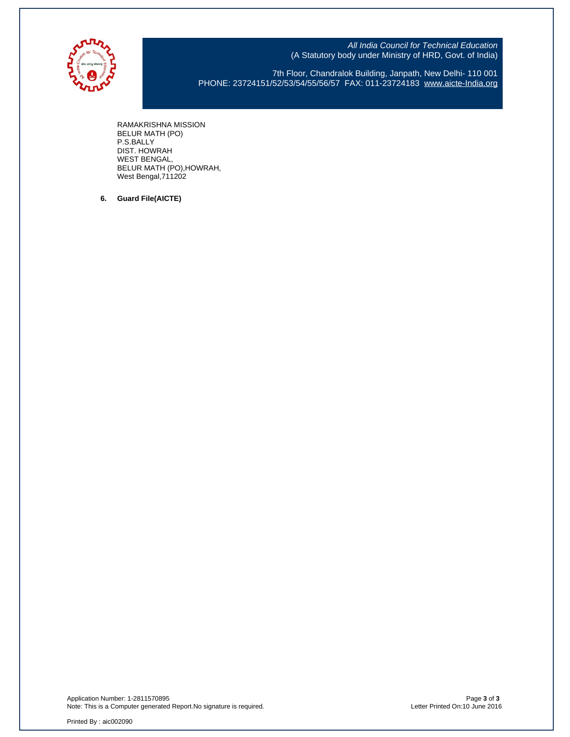RAMAKRISHNA MISSION
BELUR MATH (PO)
P.S.BALLY
DIST. HOWRAH
WEST BENGAL,
BELUR MATH (PO),HOWRAH,
West Bengal,711202

6. **Guard File(AICTE)**

Application Number: 1-2811570895
Note: This is a Computer generated Report.No signature is required.

Letter Printed On:10 June 2016

Printed By : aic002090